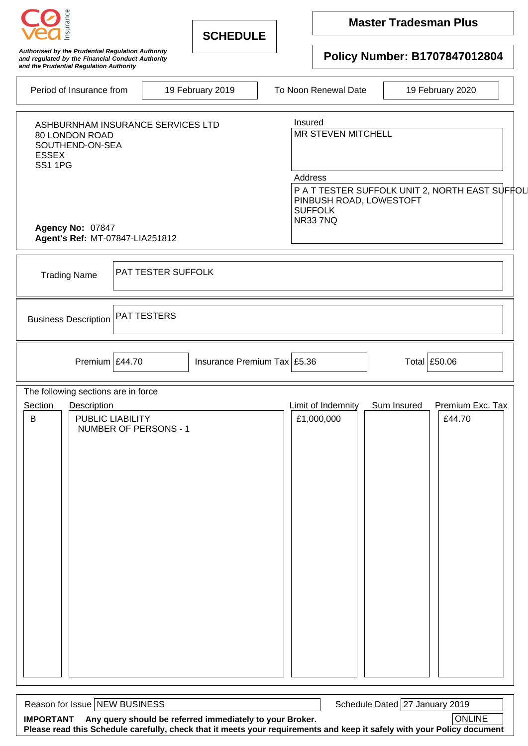covea Insurance

*Authorised by the Prudential Regulation Authority and regulated by the Financial Conduct Authority and the Prudential Regulation Authority*

# SCHEDULE

## Master Tradesman Plus

## Policy Number: B1707847012804

| Period of Insurance from | 19 February 2019 | To Noon Renewal Date | 19 February 2020 |
|---|---|---|---|

ASHBURNHAM INSURANCE SERVICES LTD
80 LONDON ROAD
SOUTHEND-ON-SEA
ESSEX
SS1 1PG

**Agency No:** 07847
**Agent's Ref:** MT-07847-LIA251812

Insured
MR STEVEN MITCHELL

Address
P A T TESTER SUFFOLK UNIT 2, NORTH EAST SUFFOL
PINBUSH ROAD, LOWESTOFT
SUFFOLK
NR33 7NQ

| Trading Name | PAT TESTER SUFFOLK |
|---|---|
| Business Description | PAT TESTERS |

| Premium | Insurance Premium Tax | Total |
|---|---|---|
| £44.70 | £5.36 | £50.06 |

The following sections are in force

| Section | Description | Limit of Indemnity | Sum Insured | Premium Exc. Tax |
|---|---|---|---|---|
| B | PUBLIC LIABILITY<br>NUMBER OF PERSONS - 1 | £1,000,000 | | £44.70 |

| Reason for Issue | NEW BUSINESS | Schedule Dated | 27 January 2019 |
|---|---|---|---|

ONLINE

**IMPORTANT Any query should be referred immediately to your Broker.**
**Please read this Schedule carefully, check that it meets your requirements and keep it safely with your Policy document**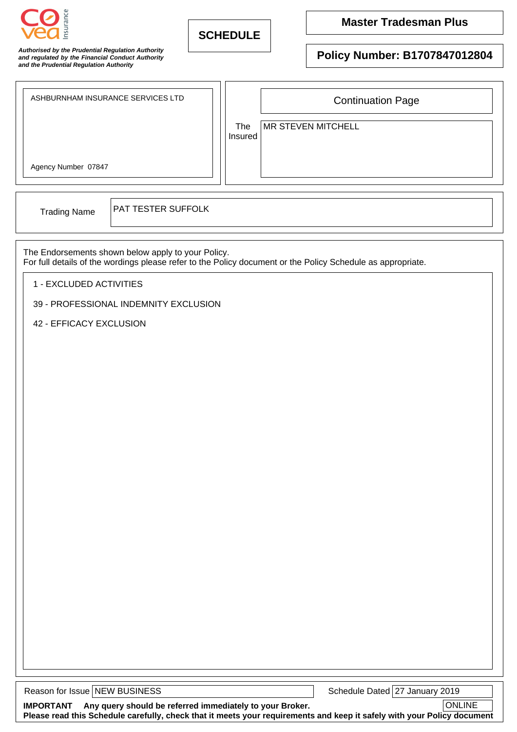Covea Insurance

*Authorised by the Prudential Regulation Authority and regulated by the Financial Conduct Authority and the Prudential Regulation Authority*

# SCHEDULE

**Master Tradesman Plus**

**Policy Number: B1707847012804**

ASHBURNHAM INSURANCE SERVICES LTD

Agency Number 07847

Continuation Page

The Insured: MR STEVEN MITCHELL

Trading Name: PAT TESTER SUFFOLK

The Endorsements shown below apply to your Policy.
For full details of the wordings please refer to the Policy document or the Policy Schedule as appropriate.

1 - EXCLUDED ACTIVITIES

39 - PROFESSIONAL INDEMNITY EXCLUSION

42 - EFFICACY EXCLUSION

Reason for Issue: NEW BUSINESS

Schedule Dated: 27 January 2019

**IMPORTANT Any query should be referred immediately to your Broker.**

ONLINE

**Please read this Schedule carefully, check that it meets your requirements and keep it safely with your Policy document**